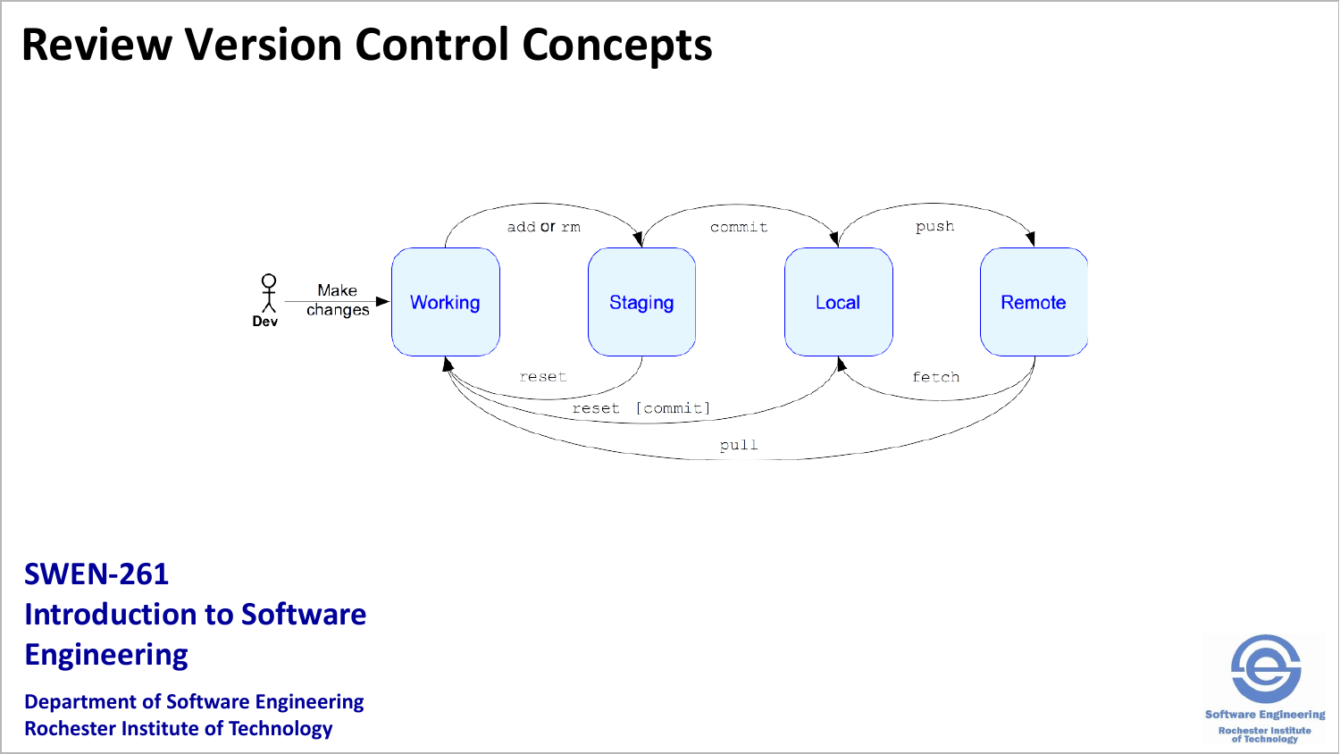# Review Version Control Concepts

Dev — Make changes → Working

Working → add or rm → Staging

Staging → commit → Local

Local → push → Remote

Staging → reset → Working

Local → reset [commit] → Working

Remote → fetch → Local

Remote → pull → Working

**SWEN-261**
**Introduction to Software Engineering**

**Department of Software Engineering**
**Rochester Institute of Technology**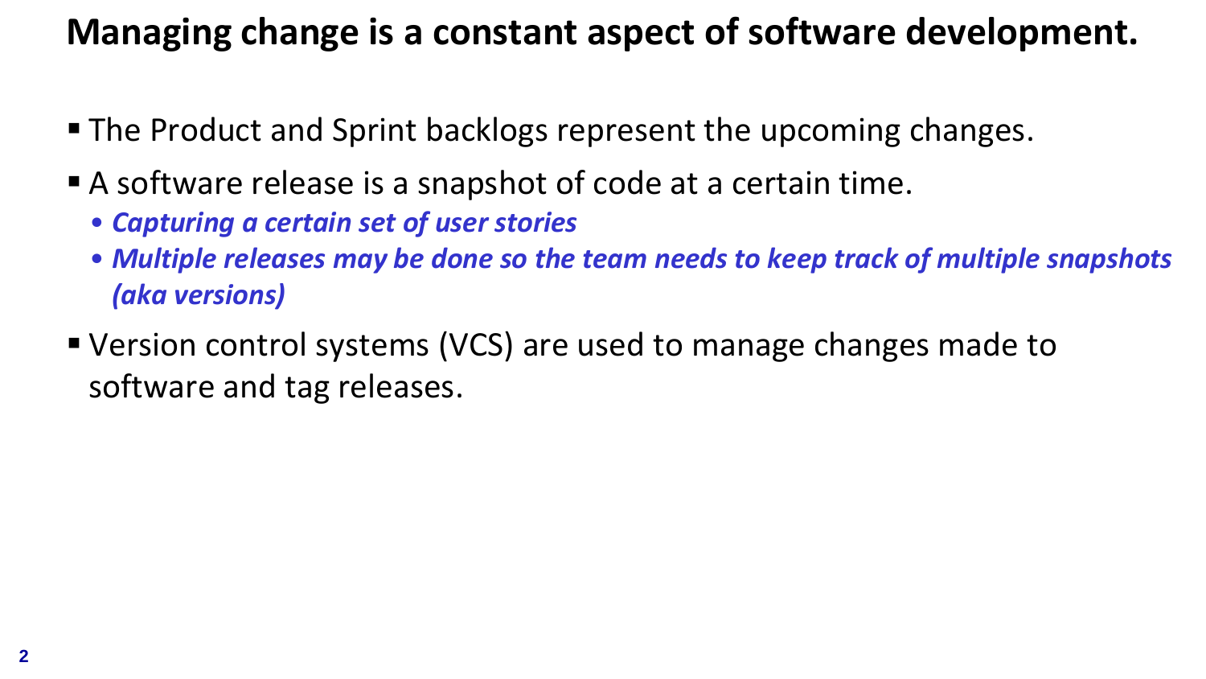# Managing change is a constant aspect of software development.

- The Product and Sprint backlogs represent the upcoming changes.
- A software release is a snapshot of code at a certain time.
  - ***Capturing a certain set of user stories***
  - ***Multiple releases may be done so the team needs to keep track of multiple snapshots (aka versions)***
- Version control systems (VCS) are used to manage changes made to software and tag releases.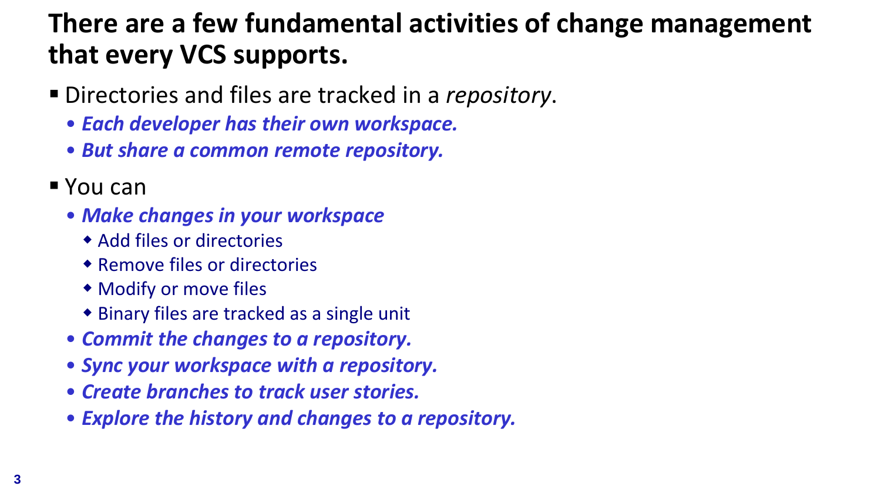# There are a few fundamental activities of change management that every VCS supports.

- Directories and files are tracked in a *repository*.
  - ***Each developer has their own workspace.***
  - ***But share a common remote repository.***
- You can
  - ***Make changes in your workspace***
    - Add files or directories
    - Remove files or directories
    - Modify or move files
    - Binary files are tracked as a single unit
  - ***Commit the changes to a repository.***
  - ***Sync your workspace with a repository.***
  - ***Create branches to track user stories.***
  - ***Explore the history and changes to a repository.***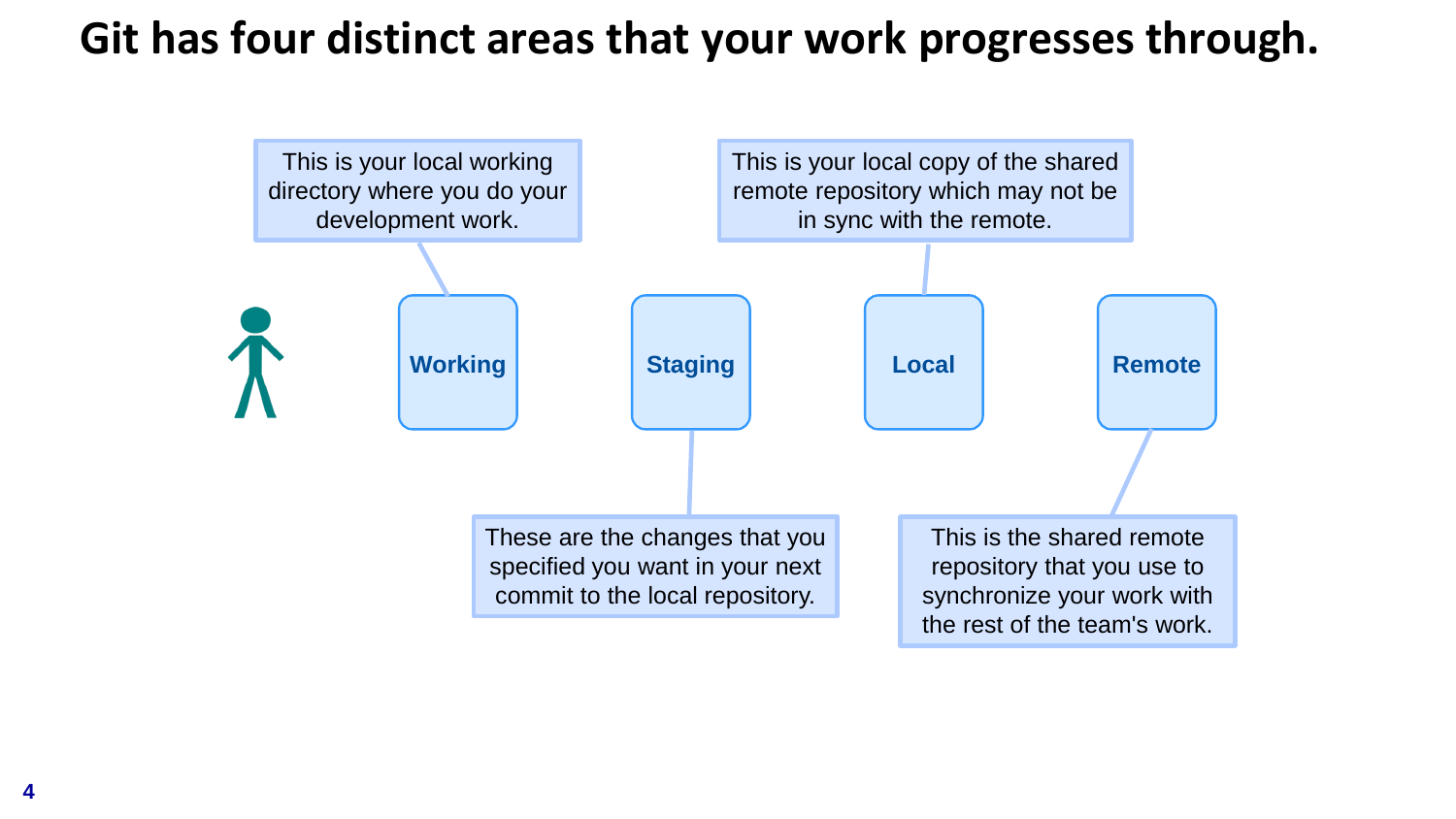# Git has four distinct areas that your work progresses through.

**Working**

This is your local working directory where you do your development work.

**Staging**

These are the changes that you specified you want in your next commit to the local repository.

**Local**

This is your local copy of the shared remote repository which may not be in sync with the remote.

**Remote**

This is the shared remote repository that you use to synchronize your work with the rest of the team's work.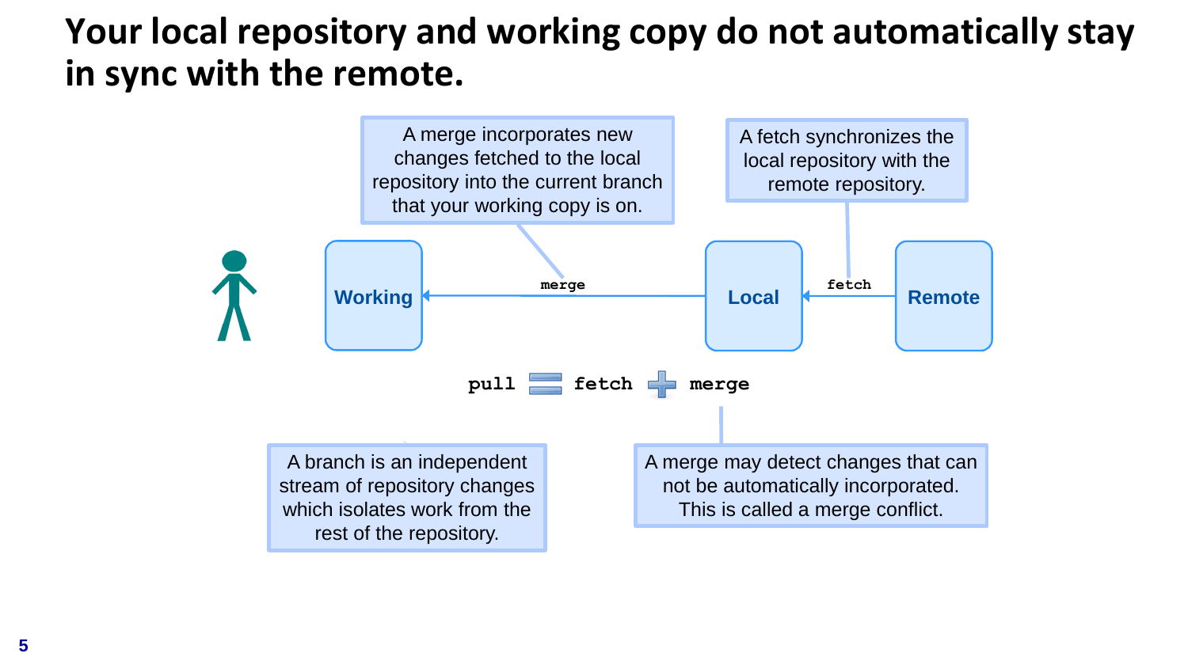# Your local repository and working copy do not automatically stay in sync with the remote.

A merge incorporates new changes fetched to the local repository into the current branch that your working copy is on.

A fetch synchronizes the local repository with the remote repository.

Working ← merge ← Local ← fetch ← Remote

`pull` = `fetch` + `merge`

A branch is an independent stream of repository changes which isolates work from the rest of the repository.

A merge may detect changes that can not be automatically incorporated. This is called a merge conflict.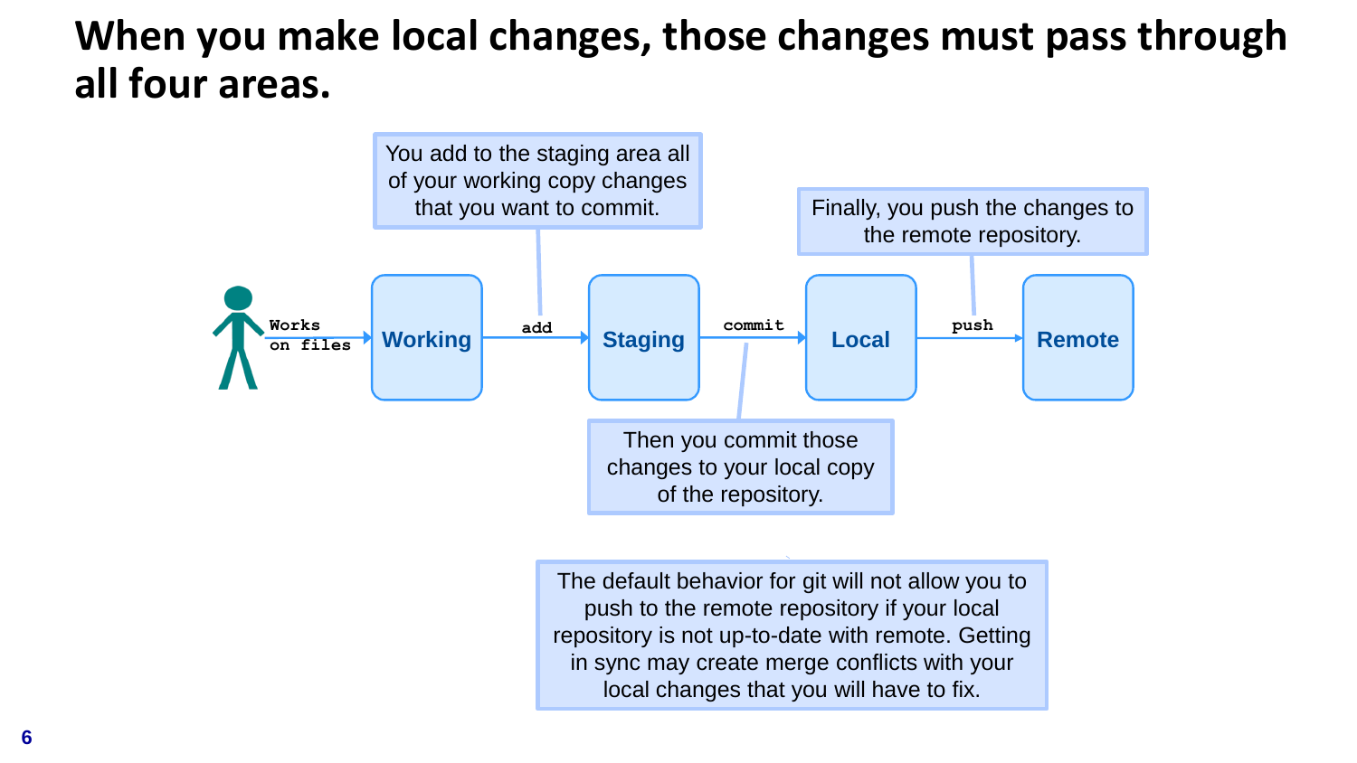# When you make local changes, those changes must pass through all four areas.

Works on files → **Working** → add → **Staging** → commit → **Local** → push → **Remote**

You add to the staging area all of your working copy changes that you want to commit.

Then you commit those changes to your local copy of the repository.

Finally, you push the changes to the remote repository.

The default behavior for git will not allow you to push to the remote repository if your local repository is not up-to-date with remote. Getting in sync may create merge conflicts with your local changes that you will have to fix.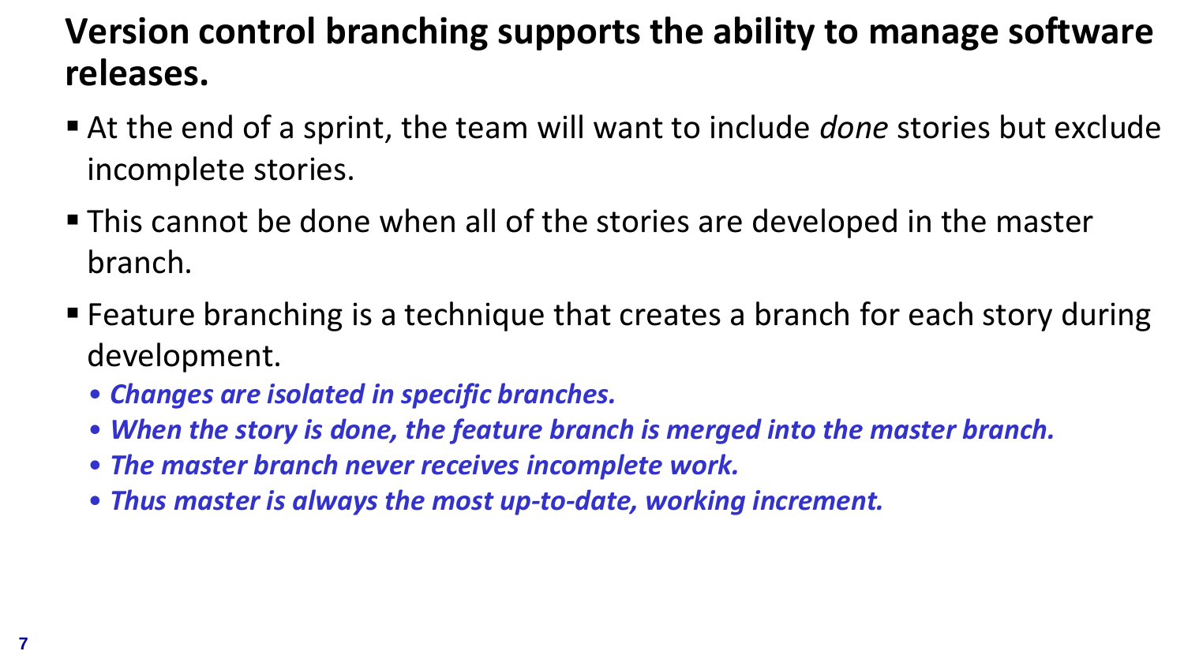# Version control branching supports the ability to manage software releases.

- At the end of a sprint, the team will want to include *done* stories but exclude incomplete stories.
- This cannot be done when all of the stories are developed in the master branch.
- Feature branching is a technique that creates a branch for each story during development.
  - ***Changes are isolated in specific branches.***
  - ***When the story is done, the feature branch is merged into the master branch.***
  - ***The master branch never receives incomplete work.***
  - ***Thus master is always the most up-to-date, working increment.***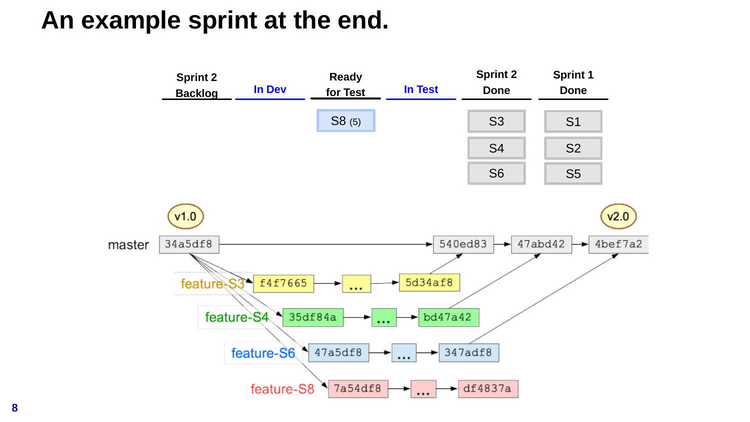# An example sprint at the end.

| Sprint 2 Backlog | In Dev | Ready for Test | In Test | Sprint 2 Done | Sprint 1 Done |
|---|---|---|---|---|---|
| | | S8 (5) | | S3 | S1 |
| | | | | S4 | S2 |
| | | | | S6 | S5 |

v1.0

master: 34a5df8 → 540ed83 → 47abd42 → 4bef7a2

v2.0

feature-S3: f4f7665 → ... → 5d34af8

feature-S4: 35df84a → ... → bd47a42

feature-S6: 47a5df8 → ... → 347adf8

feature-S8: 7a54df8 → ... → df4837a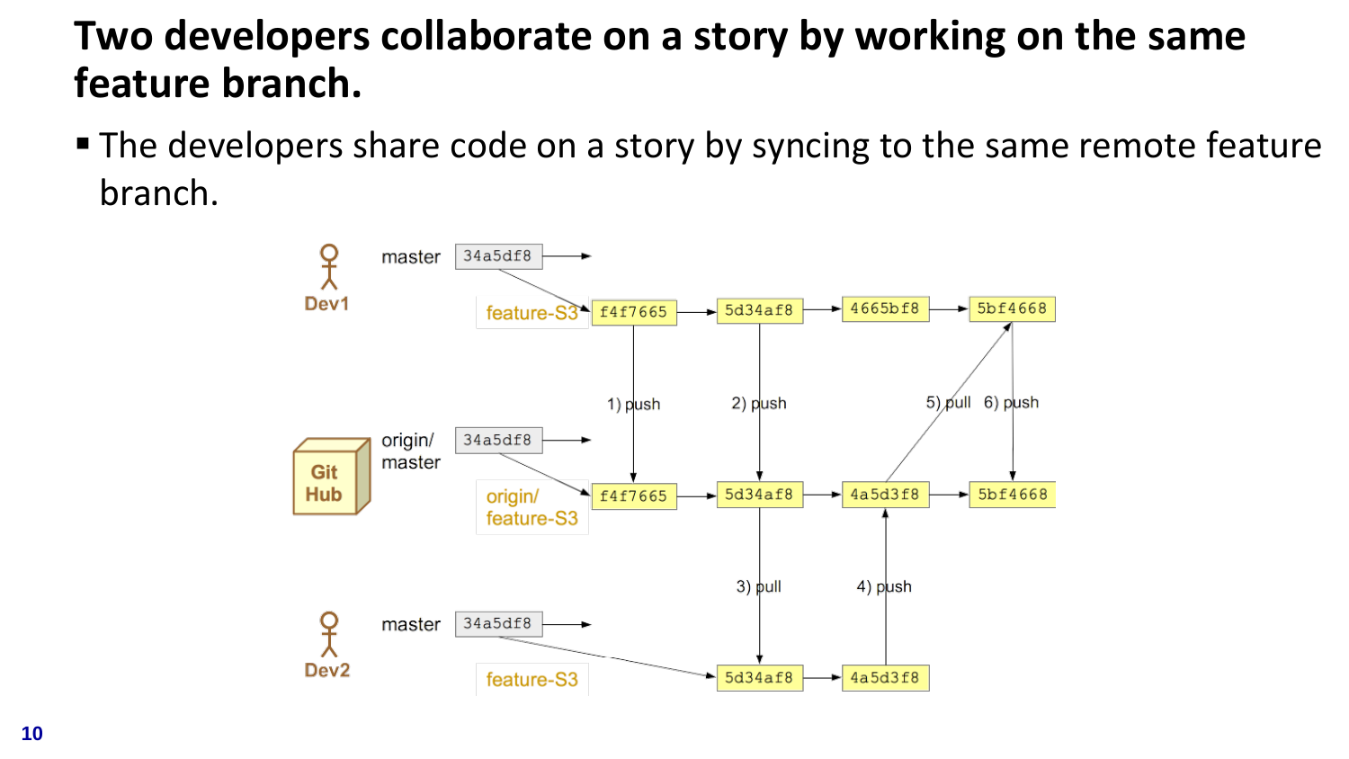# Two developers collaborate on a story by working on the same feature branch.

- The developers share code on a story by syncing to the same remote feature branch.

Dev1

master 34a5df8

feature-S3 f4f7665 → 5d34af8 → 4665bf8 → 5bf4668

1) push 2) push 5) pull 6) push

Git Hub

origin/ master 34a5df8

origin/ feature-S3 f4f7665 → 5d34af8 → 4a5d3f8 → 5bf4668

3) pull 4) push

Dev2

master 34a5df8

feature-S3 5d34af8 → 4a5d3f8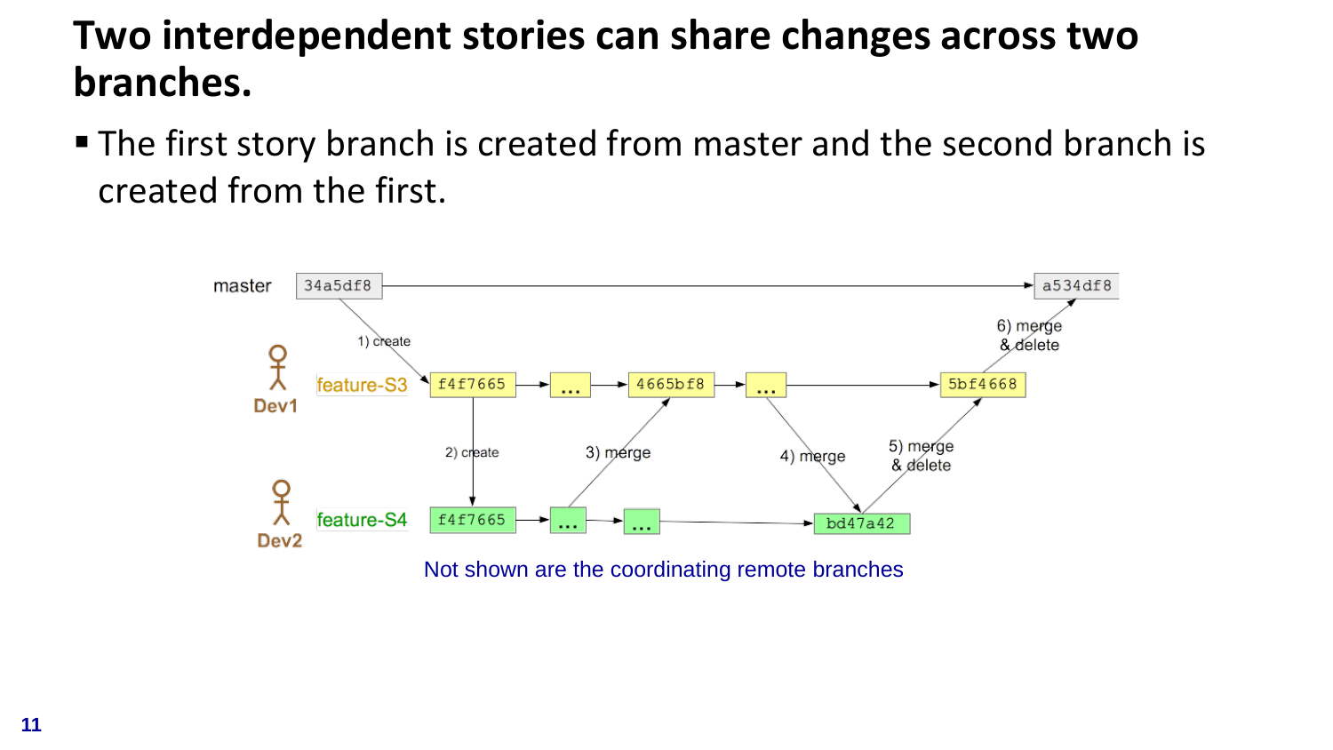# Two interdependent stories can share changes across two branches.

- The first story branch is created from master and the second branch is created from the first.

master 34a5df8 → a534df8

1) create

Dev1 feature-S3: f4f7665 → ... → 4665bf8 → ... → 5bf4668

2) create

3) merge

4) merge

5) merge & delete

6) merge & delete

Dev2 feature-S4: f4f7665 → ... → ... → bd47a42

Not shown are the coordinating remote branches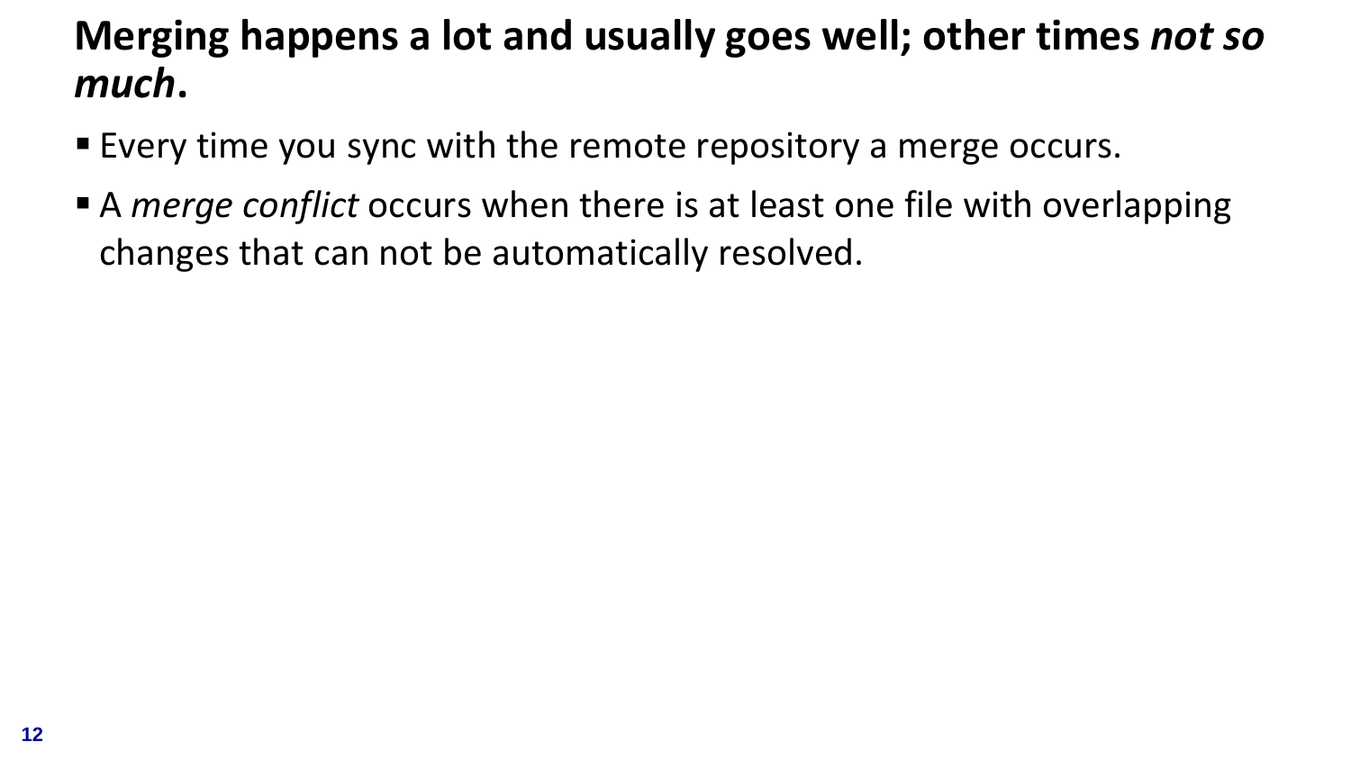# Merging happens a lot and usually goes well; other times *not so much*.

- Every time you sync with the remote repository a merge occurs.
- A *merge conflict* occurs when there is at least one file with overlapping changes that can not be automatically resolved.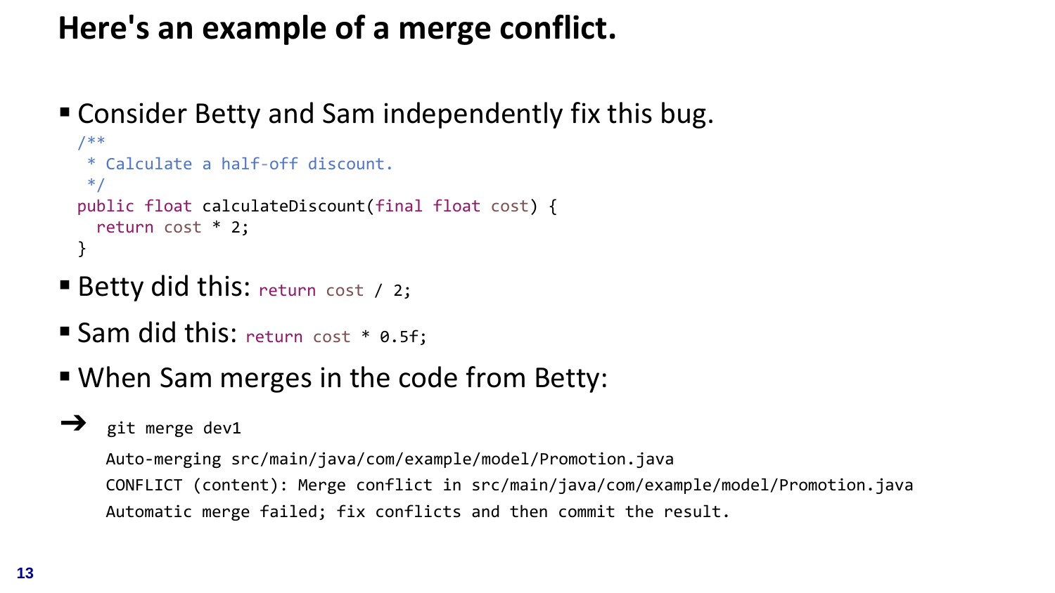# Here's an example of a merge conflict.

- Consider Betty and Sam independently fix this bug.

```java
/**
 * Calculate a half-off discount.
 */
public float calculateDiscount(final float cost) {
  return cost * 2;
}
```

- Betty did this: `return cost / 2;`
- Sam did this: `return cost * 0.5f;`
- When Sam merges in the code from Betty:

➔

```
git merge dev1
Auto-merging src/main/java/com/example/model/Promotion.java
CONFLICT (content): Merge conflict in src/main/java/com/example/model/Promotion.java
Automatic merge failed; fix conflicts and then commit the result.
```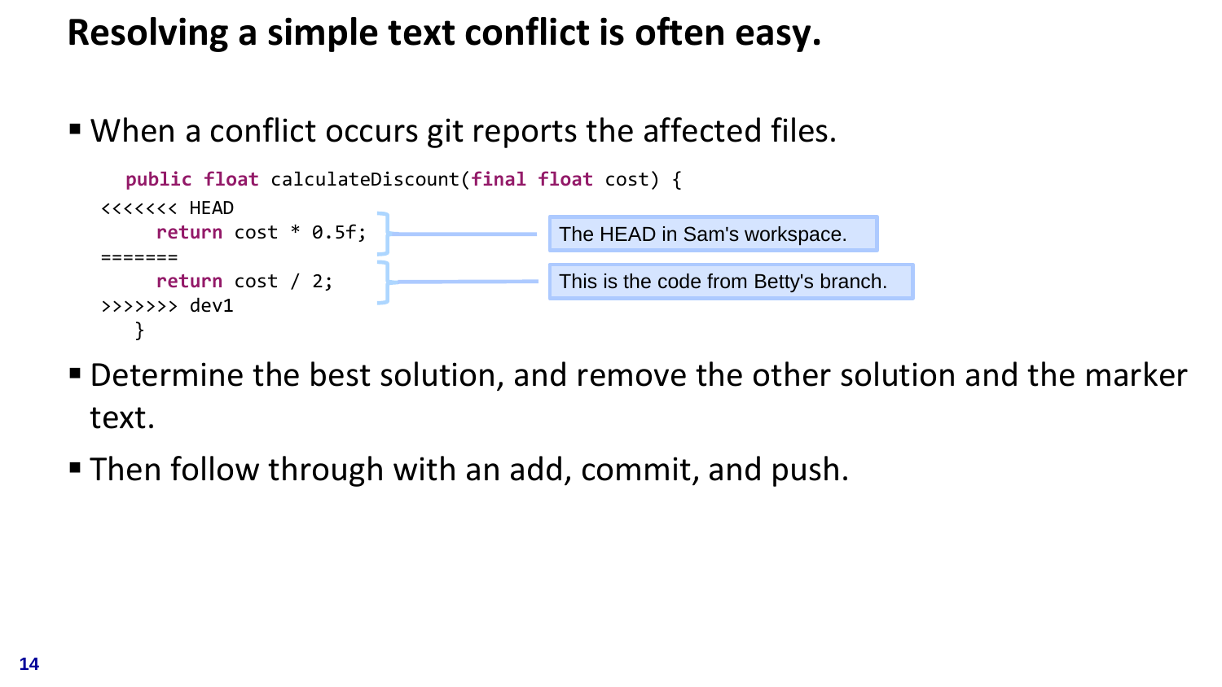# Resolving a simple text conflict is often easy.

- When a conflict occurs git reports the affected files.

```
  public float calculateDiscount(final float cost) {
<<<<<<< HEAD
     return cost * 0.5f;
=======
     return cost / 2;
>>>>>>> dev1
   }
```

The HEAD in Sam's workspace.

This is the code from Betty's branch.

- Determine the best solution, and remove the other solution and the marker text.
- Then follow through with an add, commit, and push.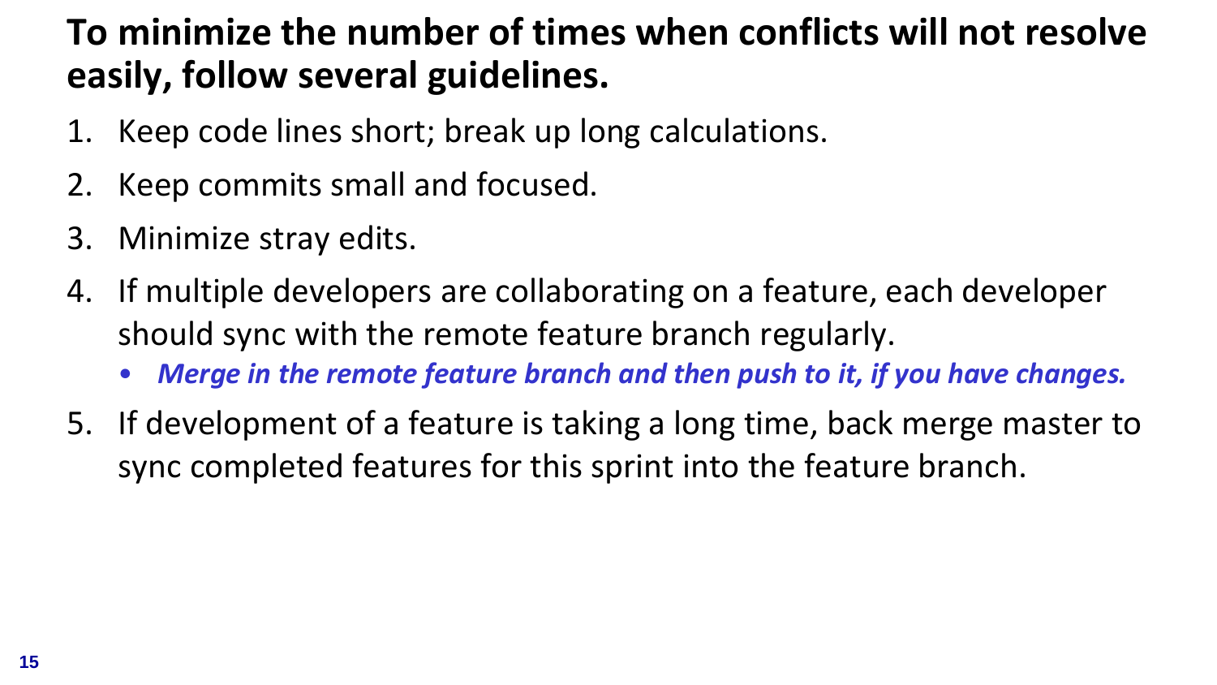## To minimize the number of times when conflicts will not resolve easily, follow several guidelines.

1. Keep code lines short; break up long calculations.
2. Keep commits small and focused.
3. Minimize stray edits.
4. If multiple developers are collaborating on a feature, each developer should sync with the remote feature branch regularly.
   - ***Merge in the remote feature branch and then push to it, if you have changes.***
5. If development of a feature is taking a long time, back merge master to sync completed features for this sprint into the feature branch.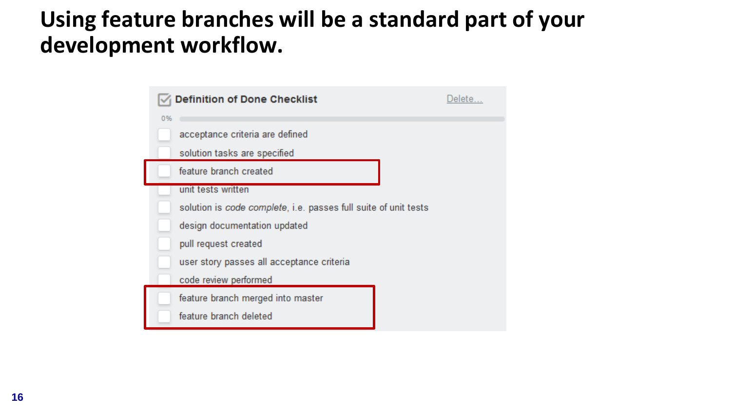# Using feature branches will be a standard part of your development workflow.

**Definition of Done Checklist** Delete...

0%

- [ ] acceptance criteria are defined
- [ ] solution tasks are specified
- [ ] feature branch created
- [ ] unit tests written
- [ ] solution is *code complete*, i.e. passes full suite of unit tests
- [ ] design documentation updated
- [ ] pull request created
- [ ] user story passes all acceptance criteria
- [ ] code review performed
- [ ] feature branch merged into master
- [ ] feature branch deleted